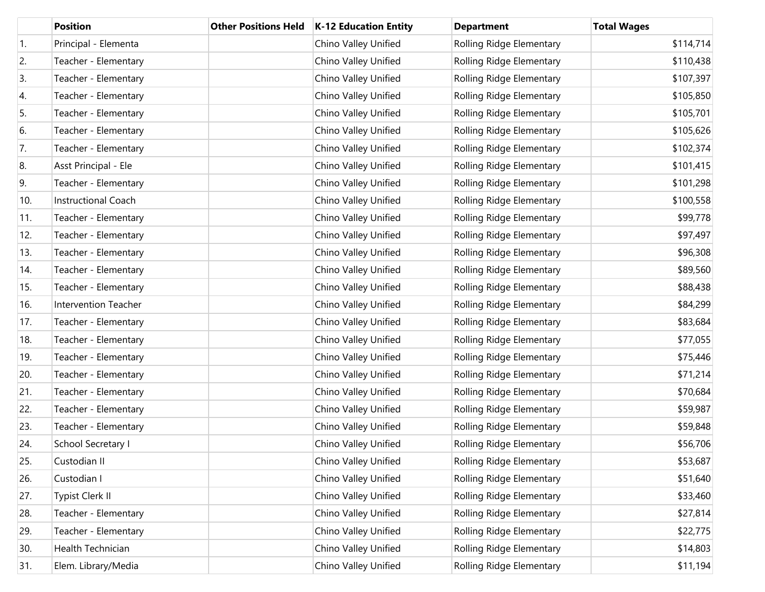| | Position | Other Positions Held | K-12 Education Entity | Department | Total Wages |
|---|---|---|---|---|---|
| 1. | Principal - Elementa | | Chino Valley Unified | Rolling Ridge Elementary | $114,714 |
| 2. | Teacher - Elementary | | Chino Valley Unified | Rolling Ridge Elementary | $110,438 |
| 3. | Teacher - Elementary | | Chino Valley Unified | Rolling Ridge Elementary | $107,397 |
| 4. | Teacher - Elementary | | Chino Valley Unified | Rolling Ridge Elementary | $105,850 |
| 5. | Teacher - Elementary | | Chino Valley Unified | Rolling Ridge Elementary | $105,701 |
| 6. | Teacher - Elementary | | Chino Valley Unified | Rolling Ridge Elementary | $105,626 |
| 7. | Teacher - Elementary | | Chino Valley Unified | Rolling Ridge Elementary | $102,374 |
| 8. | Asst Principal - Ele | | Chino Valley Unified | Rolling Ridge Elementary | $101,415 |
| 9. | Teacher - Elementary | | Chino Valley Unified | Rolling Ridge Elementary | $101,298 |
| 10. | Instructional Coach | | Chino Valley Unified | Rolling Ridge Elementary | $100,558 |
| 11. | Teacher - Elementary | | Chino Valley Unified | Rolling Ridge Elementary | $99,778 |
| 12. | Teacher - Elementary | | Chino Valley Unified | Rolling Ridge Elementary | $97,497 |
| 13. | Teacher - Elementary | | Chino Valley Unified | Rolling Ridge Elementary | $96,308 |
| 14. | Teacher - Elementary | | Chino Valley Unified | Rolling Ridge Elementary | $89,560 |
| 15. | Teacher - Elementary | | Chino Valley Unified | Rolling Ridge Elementary | $88,438 |
| 16. | Intervention Teacher | | Chino Valley Unified | Rolling Ridge Elementary | $84,299 |
| 17. | Teacher - Elementary | | Chino Valley Unified | Rolling Ridge Elementary | $83,684 |
| 18. | Teacher - Elementary | | Chino Valley Unified | Rolling Ridge Elementary | $77,055 |
| 19. | Teacher - Elementary | | Chino Valley Unified | Rolling Ridge Elementary | $75,446 |
| 20. | Teacher - Elementary | | Chino Valley Unified | Rolling Ridge Elementary | $71,214 |
| 21. | Teacher - Elementary | | Chino Valley Unified | Rolling Ridge Elementary | $70,684 |
| 22. | Teacher - Elementary | | Chino Valley Unified | Rolling Ridge Elementary | $59,987 |
| 23. | Teacher - Elementary | | Chino Valley Unified | Rolling Ridge Elementary | $59,848 |
| 24. | School Secretary I | | Chino Valley Unified | Rolling Ridge Elementary | $56,706 |
| 25. | Custodian II | | Chino Valley Unified | Rolling Ridge Elementary | $53,687 |
| 26. | Custodian I | | Chino Valley Unified | Rolling Ridge Elementary | $51,640 |
| 27. | Typist Clerk II | | Chino Valley Unified | Rolling Ridge Elementary | $33,460 |
| 28. | Teacher - Elementary | | Chino Valley Unified | Rolling Ridge Elementary | $27,814 |
| 29. | Teacher - Elementary | | Chino Valley Unified | Rolling Ridge Elementary | $22,775 |
| 30. | Health Technician | | Chino Valley Unified | Rolling Ridge Elementary | $14,803 |
| 31. | Elem. Library/Media | | Chino Valley Unified | Rolling Ridge Elementary | $11,194 |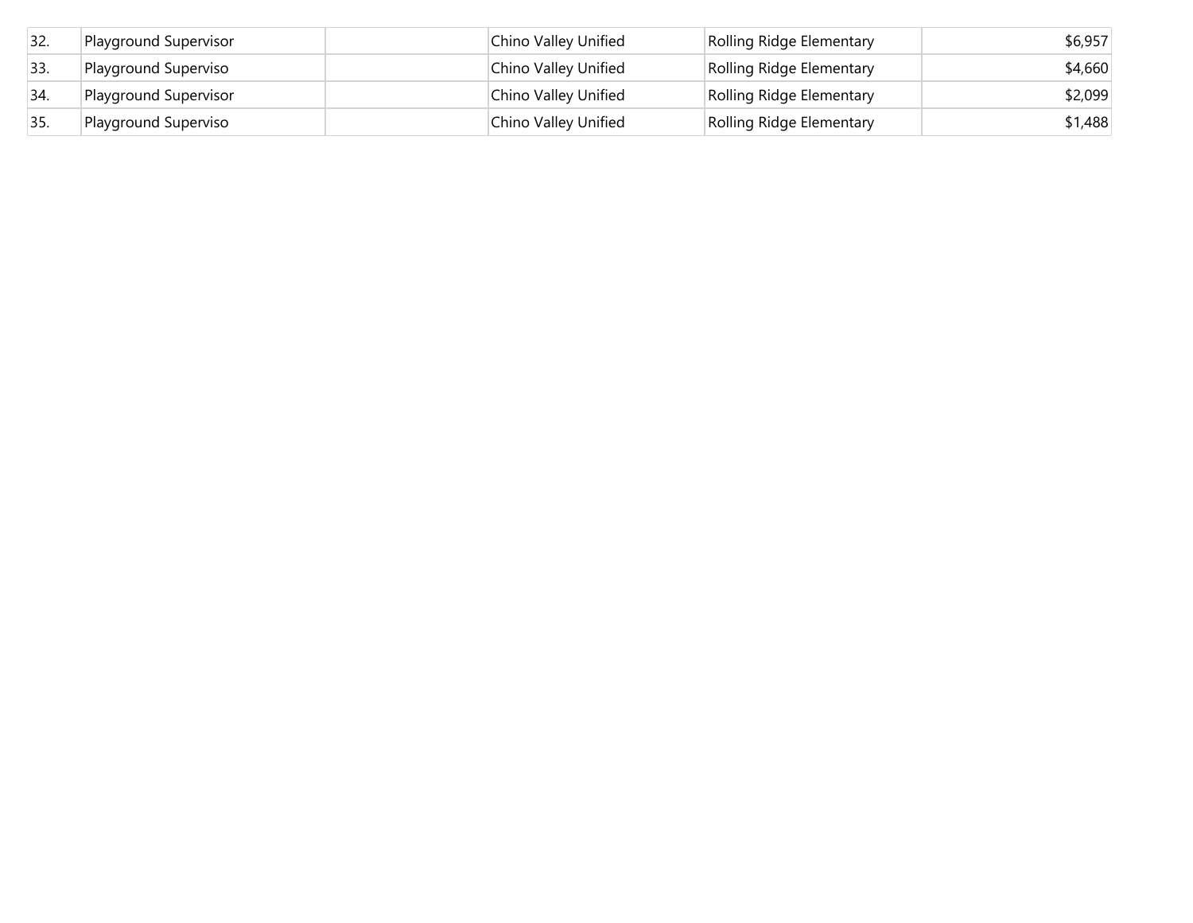| | | | | | |
|---|---|---|---|---|---|
| 32. | Playground Supervisor | | Chino Valley Unified | Rolling Ridge Elementary | $6,957 |
| 33. | Playground Superviso | | Chino Valley Unified | Rolling Ridge Elementary | $4,660 |
| 34. | Playground Supervisor | | Chino Valley Unified | Rolling Ridge Elementary | $2,099 |
| 35. | Playground Superviso | | Chino Valley Unified | Rolling Ridge Elementary | $1,488 |